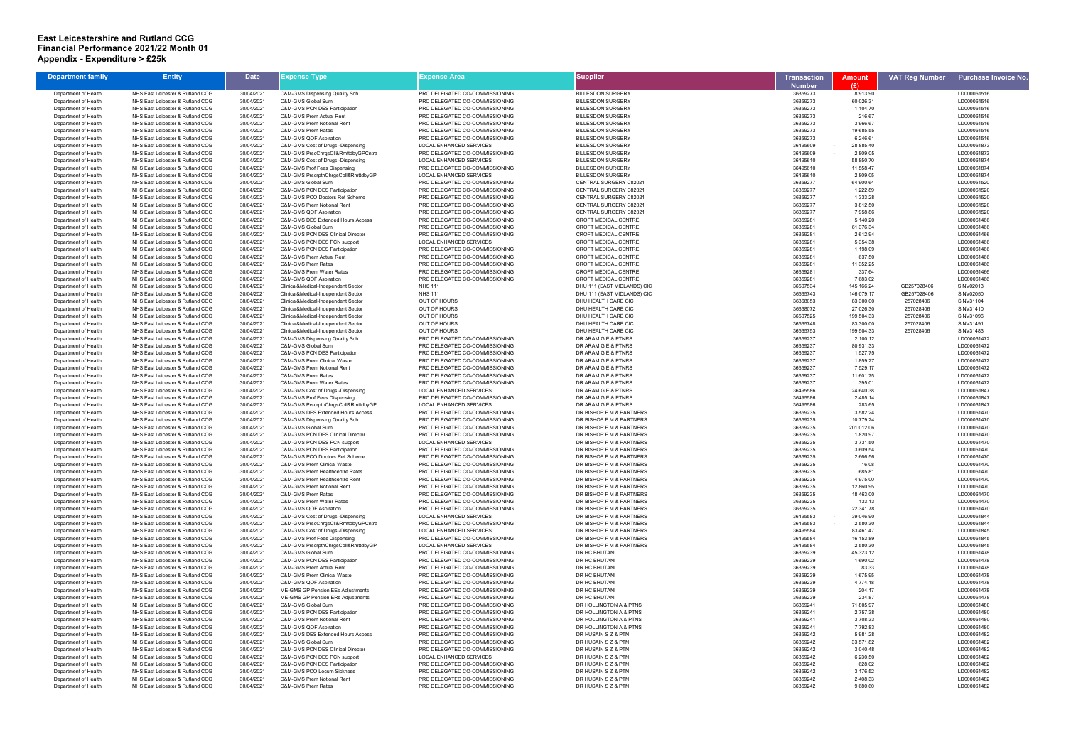# East Leicestershire and Rutland CCG
## Financial Performance 2021/22 Month 01
## Appendix - Expenditure > £25k

| Department family | Entity | Date | Expense Type | Expense Area | Supplier | Transaction Number | Amount (£) | VAT Reg Number | Purchase Invoice No. |
|---|---|---|---|---|---|---|---|---|---|
| Department of Health | NHS East Leicester & Rutland CCG | 30/04/2021 | C&M-GMS Dispensing Quality Sch | PRC DELEGATED CO-COMMISSIONING | BILLESDON SURGERY | 36359273 | 8,913.90 | | LD000061516 |
| Department of Health | NHS East Leicester & Rutland CCG | 30/04/2021 | C&M-GMS Global Sum | PRC DELEGATED CO-COMMISSIONING | BILLESDON SURGERY | 36359273 | 60,026.31 | | LD000061516 |
| Department of Health | NHS East Leicester & Rutland CCG | 30/04/2021 | C&M-GMS PCN DES Participation | PRC DELEGATED CO-COMMISSIONING | BILLESDON SURGERY | 36359273 | 1,104.70 | | LD000061516 |
| Department of Health | NHS East Leicester & Rutland CCG | 30/04/2021 | C&M-GMS Prem Actual Rent | PRC DELEGATED CO-COMMISSIONING | BILLESDON SURGERY | 36359273 | 216.67 | | LD000061516 |
| Department of Health | NHS East Leicester & Rutland CCG | 30/04/2021 | C&M-GMS Prem Notional Rent | PRC DELEGATED CO-COMMISSIONING | BILLESDON SURGERY | 36359273 | 3,966.67 | | LD000061516 |
| Department of Health | NHS East Leicester & Rutland CCG | 30/04/2021 | C&M-GMS Prem Rates | PRC DELEGATED CO-COMMISSIONING | BILLESDON SURGERY | 36359273 | 19,685.55 | | LD000061516 |
| Department of Health | NHS East Leicester & Rutland CCG | 30/04/2021 | C&M-GMS QOF Aspiration | PRC DELEGATED CO-COMMISSIONING | BILLESDON SURGERY | 36359273 | 6,246.61 | | LD000061516 |
| Department of Health | NHS East Leicester & Rutland CCG | 30/04/2021 | C&M-GMS Cost of Drugs -Dispensing | LOCAL ENHANCED SERVICES | BILLESDON SURGERY | 36495609 | - 28,885.40 | | LD000061873 |
| Department of Health | NHS East Leicester & Rutland CCG | 30/04/2021 | C&M-GMS PrscChrgsCll&RmttdbyGPCntra | PRC DELEGATED CO-COMMISSIONING | BILLESDON SURGERY | 36495609 | - 2,809.05 | | LD000061873 |
| Department of Health | NHS East Leicester & Rutland CCG | 30/04/2021 | C&M-GMS Cost of Drugs -Dispensing | LOCAL ENHANCED SERVICES | BILLESDON SURGERY | 36495610 | 58,850.70 | | LD000061874 |
| Department of Health | NHS East Leicester & Rutland CCG | 30/04/2021 | C&M-GMS Prof Fees Dispensing | PRC DELEGATED CO-COMMISSIONING | BILLESDON SURGERY | 36495610 | 11,558.47 | | LD000061874 |
| Department of Health | NHS East Leicester & Rutland CCG | 30/04/2021 | C&M-GMS PrscrptnChrgsColl&RmttdbyGP | LOCAL ENHANCED SERVICES | BILLESDON SURGERY | 36495610 | 2,809.05 | | LD000061874 |
| Department of Health | NHS East Leicester & Rutland CCG | 30/04/2021 | C&M-GMS Global Sum | PRC DELEGATED CO-COMMISSIONING | CENTRAL SURGERY C82021 | 36359277 | 64,900.64 | | LD000061520 |
| Department of Health | NHS East Leicester & Rutland CCG | 30/04/2021 | C&M-GMS PCN DES Participation | PRC DELEGATED CO-COMMISSIONING | CENTRAL SURGERY C82021 | 36359277 | 1,222.89 | | LD000061520 |
| Department of Health | NHS East Leicester & Rutland CCG | 30/04/2021 | C&M-GMS PCO Doctors Ret Scheme | PRC DELEGATED CO-COMMISSIONING | CENTRAL SURGERY C82021 | 36359277 | 1,333.28 | | LD000061520 |
| Department of Health | NHS East Leicester & Rutland CCG | 30/04/2021 | C&M-GMS Prem Notional Rent | PRC DELEGATED CO-COMMISSIONING | CENTRAL SURGERY C82021 | 36359277 | 3,812.50 | | LD000061520 |
| Department of Health | NHS East Leicester & Rutland CCG | 30/04/2021 | C&M-GMS QOF Aspiration | PRC DELEGATED CO-COMMISSIONING | CENTRAL SURGERY C82021 | 36359277 | 7,958.86 | | LD000061520 |
| Department of Health | NHS East Leicester & Rutland CCG | 30/04/2021 | C&M-GMS DES Extended Hours Access | PRC DELEGATED CO-COMMISSIONING | CROFT MEDICAL CENTRE | 36359281 | 5,140.20 | | LD000061466 |
| Department of Health | NHS East Leicester & Rutland CCG | 30/04/2021 | C&M-GMS Global Sum | PRC DELEGATED CO-COMMISSIONING | CROFT MEDICAL CENTRE | 36359281 | 61,376.34 | | LD000061466 |
| Department of Health | NHS East Leicester & Rutland CCG | 30/04/2021 | C&M-GMS PCN DES Clinical Director | PRC DELEGATED CO-COMMISSIONING | CROFT MEDICAL CENTRE | 36359281 | 2,612.94 | | LD000061466 |
| Department of Health | NHS East Leicester & Rutland CCG | 30/04/2021 | C&M-GMS PCN DES PCN support | LOCAL ENHANCED SERVICES | CROFT MEDICAL CENTRE | 36359281 | 5,354.38 | | LD000061466 |
| Department of Health | NHS East Leicester & Rutland CCG | 30/04/2021 | C&M-GMS PCN DES Participation | PRC DELEGATED CO-COMMISSIONING | CROFT MEDICAL CENTRE | 36359281 | 1,198.09 | | LD000061466 |
| Department of Health | NHS East Leicester & Rutland CCG | 30/04/2021 | C&M-GMS Prem Actual Rent | PRC DELEGATED CO-COMMISSIONING | CROFT MEDICAL CENTRE | 36359281 | 637.50 | | LD000061466 |
| Department of Health | NHS East Leicester & Rutland CCG | 30/04/2021 | C&M-GMS Prem Rates | PRC DELEGATED CO-COMMISSIONING | CROFT MEDICAL CENTRE | 36359281 | 11,352.25 | | LD000061466 |
| Department of Health | NHS East Leicester & Rutland CCG | 30/04/2021 | C&M-GMS Prem Water Rates | PRC DELEGATED CO-COMMISSIONING | CROFT MEDICAL CENTRE | 36359281 | 337.64 | | LD000061466 |
| Department of Health | NHS East Leicester & Rutland CCG | 30/04/2021 | C&M-GMS QOF Aspiration | PRC DELEGATED CO-COMMISSIONING | CROFT MEDICAL CENTRE | 36359281 | 7,683.02 | | LD000061466 |
| Department of Health | NHS East Leicester & Rutland CCG | 30/04/2021 | Clinical&Medical-Independent Sector | NHS 111 | DHU 111 (EAST MIDLANDS) CIC | 36507534 | 145,166.24 | GB257028406 | SINV02013 |
| Department of Health | NHS East Leicester & Rutland CCG | 30/04/2021 | Clinical&Medical-Independent Sector | NHS 111 | DHU 111 (EAST MIDLANDS) CIC | 36535743 | 146,079.17 | GB257028406 | SINV02050 |
| Department of Health | NHS East Leicester & Rutland CCG | 30/04/2021 | Clinical&Medical-Independent Sector | OUT OF HOURS | DHU HEALTH CARE CIC | 36368053 | 83,300.00 | 257028406 | SINV31104 |
| Department of Health | NHS East Leicester & Rutland CCG | 30/04/2021 | Clinical&Medical-Independent Sector | OUT OF HOURS | DHU HEALTH CARE CIC | 36368072 | 27,026.30 | 257028406 | SINV31410 |
| Department of Health | NHS East Leicester & Rutland CCG | 30/04/2021 | Clinical&Medical-Independent Sector | OUT OF HOURS | DHU HEALTH CARE CIC | 36507525 | 199,504.33 | 257028406 | SINV31096 |
| Department of Health | NHS East Leicester & Rutland CCG | 30/04/2021 | Clinical&Medical-Independent Sector | OUT OF HOURS | DHU HEALTH CARE CIC | 36535748 | 83,300.00 | 257028406 | SINV31491 |
| Department of Health | NHS East Leicester & Rutland CCG | 30/04/2021 | Clinical&Medical-Independent Sector | OUT OF HOURS | DHU HEALTH CARE CIC | 36535753 | 199,504.33 | 257028406 | SINV31483 |
| Department of Health | NHS East Leicester & Rutland CCG | 30/04/2021 | C&M-GMS Dispensing Quality Sch | PRC DELEGATED CO-COMMISSIONING | DR ARAM G E & PTNRS | 36359237 | 2,100.12 | | LD000061472 |
| Department of Health | NHS East Leicester & Rutland CCG | 30/04/2021 | C&M-GMS Global Sum | PRC DELEGATED CO-COMMISSIONING | DR ARAM G E & PTNRS | 36359237 | 80,931.33 | | LD000061472 |
| Department of Health | NHS East Leicester & Rutland CCG | 30/04/2021 | C&M-GMS PCN DES Participation | PRC DELEGATED CO-COMMISSIONING | DR ARAM G E & PTNRS | 36359237 | 1,527.75 | | LD000061472 |
| Department of Health | NHS East Leicester & Rutland CCG | 30/04/2021 | C&M-GMS Prem Clinical Waste | PRC DELEGATED CO-COMMISSIONING | DR ARAM G E & PTNRS | 36359237 | 1,859.27 | | LD000061472 |
| Department of Health | NHS East Leicester & Rutland CCG | 30/04/2021 | C&M-GMS Prem Notional Rent | PRC DELEGATED CO-COMMISSIONING | DR ARAM G E & PTNRS | 36359237 | 7,529.17 | | LD000061472 |
| Department of Health | NHS East Leicester & Rutland CCG | 30/04/2021 | C&M-GMS Prem Rates | PRC DELEGATED CO-COMMISSIONING | DR ARAM G E & PTNRS | 36359237 | 11,601.75 | | LD000061472 |
| Department of Health | NHS East Leicester & Rutland CCG | 30/04/2021 | C&M-GMS Prem Water Rates | PRC DELEGATED CO-COMMISSIONING | DR ARAM G E & PTNRS | 36359237 | 395.01 | | LD000061472 |
| Department of Health | NHS East Leicester & Rutland CCG | 30/04/2021 | C&M-GMS Cost of Drugs -Dispensing | LOCAL ENHANCED SERVICES | DR ARAM G E & PTNRS | 36495586 | 24,640.38 | | LD000061847 |
| Department of Health | NHS East Leicester & Rutland CCG | 30/04/2021 | C&M-GMS Prof Fees Dispensing | PRC DELEGATED CO-COMMISSIONING | DR ARAM G E & PTNRS | 36495586 | 2,485.14 | | LD000061847 |
| Department of Health | NHS East Leicester & Rutland CCG | 30/04/2021 | C&M-GMS PrscrptnChrgsColl&RmttdbyGP | LOCAL ENHANCED SERVICES | DR ARAM G E & PTNRS | 36495586 | 283.65 | | LD000061847 |
| Department of Health | NHS East Leicester & Rutland CCG | 30/04/2021 | C&M-GMS DES Extended Hours Access | PRC DELEGATED CO-COMMISSIONING | DR BISHOP F M & PARTNERS | 36359235 | 3,582.24 | | LD000061470 |
| Department of Health | NHS East Leicester & Rutland CCG | 30/04/2021 | C&M-GMS Dispensing Quality Sch | PRC DELEGATED CO-COMMISSIONING | DR BISHOP F M & PARTNERS | 36359235 | 10,779.24 | | LD000061470 |
| Department of Health | NHS East Leicester & Rutland CCG | 30/04/2021 | C&M-GMS Global Sum | PRC DELEGATED CO-COMMISSIONING | DR BISHOP F M & PARTNERS | 36359235 | 201,012.06 | | LD000061470 |
| Department of Health | NHS East Leicester & Rutland CCG | 30/04/2021 | C&M-GMS PCN DES Clinical Director | PRC DELEGATED CO-COMMISSIONING | DR BISHOP F M & PARTNERS | 36359235 | 1,820.97 | | LD000061470 |
| Department of Health | NHS East Leicester & Rutland CCG | 30/04/2021 | C&M-GMS PCN DES PCN support | LOCAL ENHANCED SERVICES | DR BISHOP F M & PARTNERS | 36359235 | 3,731.50 | | LD000061470 |
| Department of Health | NHS East Leicester & Rutland CCG | 30/04/2021 | C&M-GMS PCN DES Participation | PRC DELEGATED CO-COMMISSIONING | DR BISHOP F M & PARTNERS | 36359235 | 3,609.54 | | LD000061470 |
| Department of Health | NHS East Leicester & Rutland CCG | 30/04/2021 | C&M-GMS PCO Doctors Ret Scheme | PRC DELEGATED CO-COMMISSIONING | DR BISHOP F M & PARTNERS | 36359235 | 2,666.56 | | LD000061470 |
| Department of Health | NHS East Leicester & Rutland CCG | 30/04/2021 | C&M-GMS Prem Clinical Waste | PRC DELEGATED CO-COMMISSIONING | DR BISHOP F M & PARTNERS | 36359235 | 16.08 | | LD000061470 |
| Department of Health | NHS East Leicester & Rutland CCG | 30/04/2021 | C&M-GMS Prem Healthcentre Rates | PRC DELEGATED CO-COMMISSIONING | DR BISHOP F M & PARTNERS | 36359235 | 685.81 | | LD000061470 |
| Department of Health | NHS East Leicester & Rutland CCG | 30/04/2021 | C&M-GMS Prem Healthcentre Rent | PRC DELEGATED CO-COMMISSIONING | DR BISHOP F M & PARTNERS | 36359235 | 4,975.00 | | LD000061470 |
| Department of Health | NHS East Leicester & Rutland CCG | 30/04/2021 | C&M-GMS Prem Notional Rent | PRC DELEGATED CO-COMMISSIONING | DR BISHOP F M & PARTNERS | 36359235 | 12,860.95 | | LD000061470 |
| Department of Health | NHS East Leicester & Rutland CCG | 30/04/2021 | C&M-GMS Prem Rates | PRC DELEGATED CO-COMMISSIONING | DR BISHOP F M & PARTNERS | 36359235 | 18,463.00 | | LD000061470 |
| Department of Health | NHS East Leicester & Rutland CCG | 30/04/2021 | C&M-GMS Prem Water Rates | PRC DELEGATED CO-COMMISSIONING | DR BISHOP F M & PARTNERS | 36359235 | 133.13 | | LD000061470 |
| Department of Health | NHS East Leicester & Rutland CCG | 30/04/2021 | C&M-GMS QOF Aspiration | PRC DELEGATED CO-COMMISSIONING | DR BISHOP F M & PARTNERS | 36359235 | 22,341.78 | | LD000061470 |
| Department of Health | NHS East Leicester & Rutland CCG | 30/04/2021 | C&M-GMS Cost of Drugs -Dispensing | LOCAL ENHANCED SERVICES | DR BISHOP F M & PARTNERS | 36495583 | - 39,046.90 | | LD000061844 |
| Department of Health | NHS East Leicester & Rutland CCG | 30/04/2021 | C&M-GMS PrscChrgsCll&RmttdbyGPCntra | PRC DELEGATED CO-COMMISSIONING | DR BISHOP F M & PARTNERS | 36495583 | - 2,580.30 | | LD000061844 |
| Department of Health | NHS East Leicester & Rutland CCG | 30/04/2021 | C&M-GMS Cost of Drugs -Dispensing | LOCAL ENHANCED SERVICES | DR BISHOP F M & PARTNERS | 36495584 | 83,461.47 | | LD000061845 |
| Department of Health | NHS East Leicester & Rutland CCG | 30/04/2021 | C&M-GMS Prof Fees Dispensing | PRC DELEGATED CO-COMMISSIONING | DR BISHOP F M & PARTNERS | 36495584 | 16,153.89 | | LD000061845 |
| Department of Health | NHS East Leicester & Rutland CCG | 30/04/2021 | C&M-GMS PrscrptnChrgsColl&RmttdbyGP | LOCAL ENHANCED SERVICES | DR BISHOP F M & PARTNERS | 36495584 | 2,580.30 | | LD000061845 |
| Department of Health | NHS East Leicester & Rutland CCG | 30/04/2021 | C&M-GMS Global Sum | PRC DELEGATED CO-COMMISSIONING | DR HC BHUTANI | 36359239 | 45,323.12 | | LD000061478 |
| Department of Health | NHS East Leicester & Rutland CCG | 30/04/2021 | C&M-GMS PCN DES Participation | PRC DELEGATED CO-COMMISSIONING | DR HC BHUTANI | 36359239 | 1,690.02 | | LD000061478 |
| Department of Health | NHS East Leicester & Rutland CCG | 30/04/2021 | C&M-GMS Prem Actual Rent | PRC DELEGATED CO-COMMISSIONING | DR HC BHUTANI | 36359239 | 83.33 | | LD000061478 |
| Department of Health | NHS East Leicester & Rutland CCG | 30/04/2021 | C&M-GMS Prem Clinical Waste | PRC DELEGATED CO-COMMISSIONING | DR HC BHUTANI | 36359239 | 1,675.95 | | LD000061478 |
| Department of Health | NHS East Leicester & Rutland CCG | 30/04/2021 | C&M-GMS QOF Aspiration | PRC DELEGATED CO-COMMISSIONING | DR HC BHUTANI | 36359239 | 4,774.18 | | LD000061478 |
| Department of Health | NHS East Leicester & Rutland CCG | 30/04/2021 | ME-GMS GP Pension EEs Adjustments | PRC DELEGATED CO-COMMISSIONING | DR HC BHUTANI | 36359239 | 204.17 | | LD000061478 |
| Department of Health | NHS East Leicester & Rutland CCG | 30/04/2021 | ME-GMS GP Pension ERs Adjustments | PRC DELEGATED CO-COMMISSIONING | DR HC BHUTANI | 36359239 | 234.87 | | LD000061478 |
| Department of Health | NHS East Leicester & Rutland CCG | 30/04/2021 | C&M-GMS Global Sum | PRC DELEGATED CO-COMMISSIONING | DR HOLLINGTON A & PTNS | 36359241 | 71,805.97 | | LD000061480 |
| Department of Health | NHS East Leicester & Rutland CCG | 30/04/2021 | C&M-GMS PCN DES Participation | PRC DELEGATED CO-COMMISSIONING | DR HOLLINGTON A & PTNS | 36359241 | 2,757.38 | | LD000061480 |
| Department of Health | NHS East Leicester & Rutland CCG | 30/04/2021 | C&M-GMS Prem Notional Rent | PRC DELEGATED CO-COMMISSIONING | DR HOLLINGTON A & PTNS | 36359241 | 3,708.33 | | LD000061480 |
| Department of Health | NHS East Leicester & Rutland CCG | 30/04/2021 | C&M-GMS QOF Aspiration | PRC DELEGATED CO-COMMISSIONING | DR HOLLINGTON A & PTNS | 36359241 | 7,792.83 | | LD000061480 |
| Department of Health | NHS East Leicester & Rutland CCG | 30/04/2021 | C&M-GMS DES Extended Hours Access | PRC DELEGATED CO-COMMISSIONING | DR HUSAIN S Z & PTN | 36359242 | 5,981.28 | | LD000061482 |
| Department of Health | NHS East Leicester & Rutland CCG | 30/04/2021 | C&M-GMS Global Sum | PRC DELEGATED CO-COMMISSIONING | DR HUSAIN S Z & PTN | 36359242 | 33,571.82 | | LD000061482 |
| Department of Health | NHS East Leicester & Rutland CCG | 30/04/2021 | C&M-GMS PCN DES Clinical Director | PRC DELEGATED CO-COMMISSIONING | DR HUSAIN S Z & PTN | 36359242 | 3,040.48 | | LD000061482 |
| Department of Health | NHS East Leicester & Rutland CCG | 30/04/2021 | C&M-GMS PCN DES PCN support | LOCAL ENHANCED SERVICES | DR HUSAIN S Z & PTN | 36359242 | 6,230.50 | | LD000061482 |
| Department of Health | NHS East Leicester & Rutland CCG | 30/04/2021 | C&M-GMS PCN DES Participation | PRC DELEGATED CO-COMMISSIONING | DR HUSAIN S Z & PTN | 36359242 | 628.02 | | LD000061482 |
| Department of Health | NHS East Leicester & Rutland CCG | 30/04/2021 | C&M-GMS PCO Locum Sickness | PRC DELEGATED CO-COMMISSIONING | DR HUSAIN S Z & PTN | 36359242 | 3,176.52 | | LD000061482 |
| Department of Health | NHS East Leicester & Rutland CCG | 30/04/2021 | C&M-GMS Prem Notional Rent | PRC DELEGATED CO-COMMISSIONING | DR HUSAIN S Z & PTN | 36359242 | 2,408.33 | | LD000061482 |
| Department of Health | NHS East Leicester & Rutland CCG | 30/04/2021 | C&M-GMS Prem Rates | PRC DELEGATED CO-COMMISSIONING | DR HUSAIN S Z & PTN | 36359242 | 9,680.60 | | LD000061482 |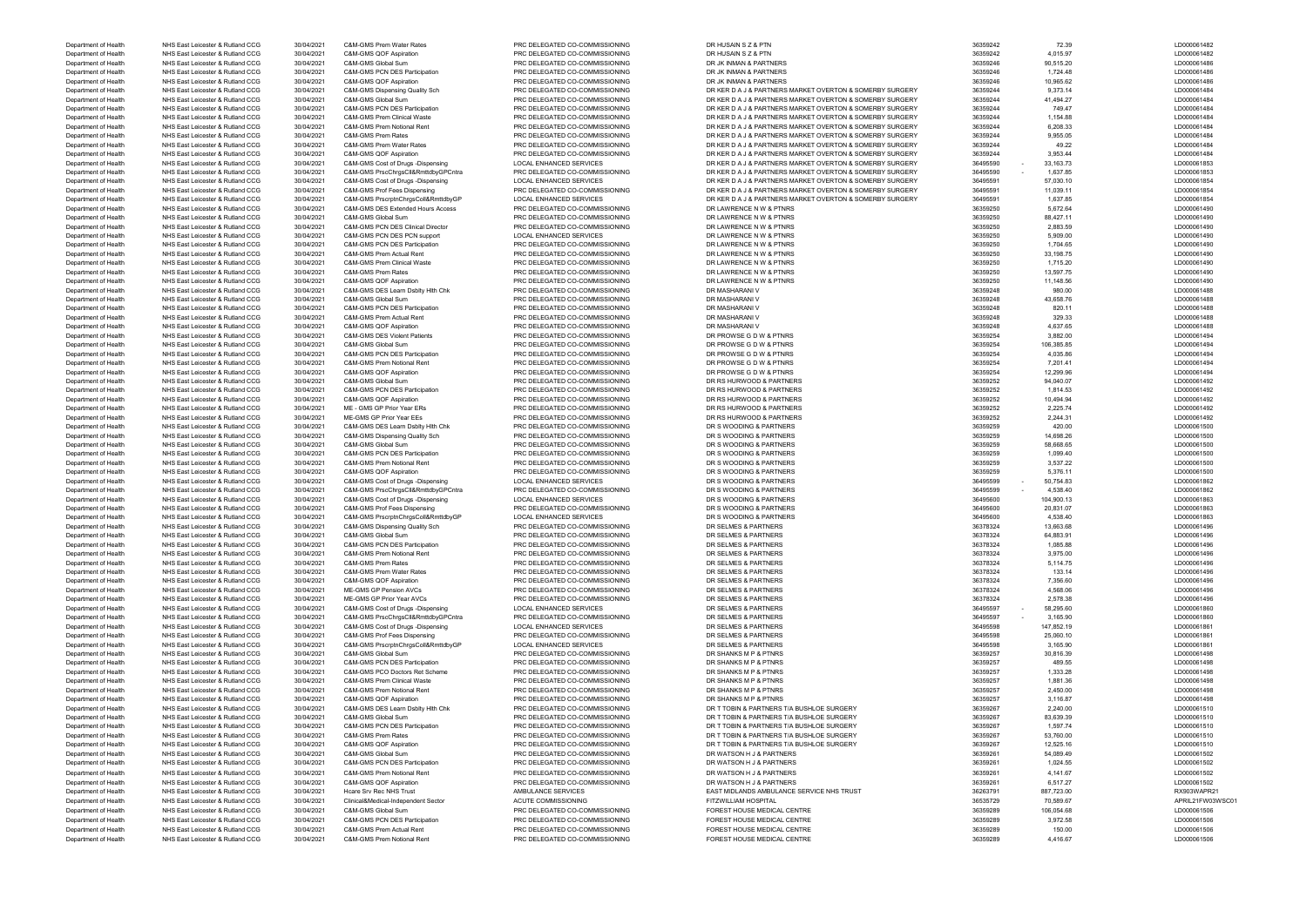| | | | | | | | | |
|---|---|---|---|---|---|---|---|---|
| Department of Health | NHS East Leicester & Rutland CCG | 30/04/2021 | C&M-GMS Prem Water Rates | PRC DELEGATED CO-COMMISSIONING | DR HUSAIN S Z & PTN | 36359242 | 72.39 | LD000061482 |
| Department of Health | NHS East Leicester & Rutland CCG | 30/04/2021 | C&M-GMS QOF Aspiration | PRC DELEGATED CO-COMMISSIONING | DR HUSAIN S Z & PTN | 36359242 | 4,015.97 | LD000061482 |
| Department of Health | NHS East Leicester & Rutland CCG | 30/04/2021 | C&M-GMS Global Sum | PRC DELEGATED CO-COMMISSIONING | DR JK INMAN & PARTNERS | 36359246 | 90,515.20 | LD000061486 |
| Department of Health | NHS East Leicester & Rutland CCG | 30/04/2021 | C&M-GMS PCN DES Participation | PRC DELEGATED CO-COMMISSIONING | DR JK INMAN & PARTNERS | 36359246 | 1,724.48 | LD000061486 |
| Department of Health | NHS East Leicester & Rutland CCG | 30/04/2021 | C&M-GMS QOF Aspiration | PRC DELEGATED CO-COMMISSIONING | DR JK INMAN & PARTNERS | 36359246 | 10,965.62 | LD000061486 |
| Department of Health | NHS East Leicester & Rutland CCG | 30/04/2021 | C&M-GMS Dispensing Quality Sch | PRC DELEGATED CO-COMMISSIONING | DR KER D A J & PARTNERS MARKET OVERTON & SOMERBY SURGERY | 36359244 | 9,373.14 | LD000061484 |
| Department of Health | NHS East Leicester & Rutland CCG | 30/04/2021 | C&M-GMS Global Sum | PRC DELEGATED CO-COMMISSIONING | DR KER D A J & PARTNERS MARKET OVERTON & SOMERBY SURGERY | 36359244 | 41,494.27 | LD000061484 |
| Department of Health | NHS East Leicester & Rutland CCG | 30/04/2021 | C&M-GMS PCN DES Participation | PRC DELEGATED CO-COMMISSIONING | DR KER D A J & PARTNERS MARKET OVERTON & SOMERBY SURGERY | 36359244 | 749.47 | LD000061484 |
| Department of Health | NHS East Leicester & Rutland CCG | 30/04/2021 | C&M-GMS Prem Clinical Waste | PRC DELEGATED CO-COMMISSIONING | DR KER D A J & PARTNERS MARKET OVERTON & SOMERBY SURGERY | 36359244 | 1,154.88 | LD000061484 |
| Department of Health | NHS East Leicester & Rutland CCG | 30/04/2021 | C&M-GMS Prem Notional Rent | PRC DELEGATED CO-COMMISSIONING | DR KER D A J & PARTNERS MARKET OVERTON & SOMERBY SURGERY | 36359244 | 6,208.33 | LD000061484 |
| Department of Health | NHS East Leicester & Rutland CCG | 30/04/2021 | C&M-GMS Prem Rates | PRC DELEGATED CO-COMMISSIONING | DR KER D A J & PARTNERS MARKET OVERTON & SOMERBY SURGERY | 36359244 | 9,955.05 | LD000061484 |
| Department of Health | NHS East Leicester & Rutland CCG | 30/04/2021 | C&M-GMS Prem Water Rates | PRC DELEGATED CO-COMMISSIONING | DR KER D A J & PARTNERS MARKET OVERTON & SOMERBY SURGERY | 36359244 | 49.22 | LD000061484 |
| Department of Health | NHS East Leicester & Rutland CCG | 30/04/2021 | C&M-GMS QOF Aspiration | PRC DELEGATED CO-COMMISSIONING | DR KER D A J & PARTNERS MARKET OVERTON & SOMERBY SURGERY | 36359244 | 3,953.44 | LD000061484 |
| Department of Health | NHS East Leicester & Rutland CCG | 30/04/2021 | C&M-GMS Cost of Drugs -Dispensing | LOCAL ENHANCED SERVICES | DR KER D A J & PARTNERS MARKET OVERTON & SOMERBY SURGERY | 36495590 | - 33,163.73 | LD000061853 |
| Department of Health | NHS East Leicester & Rutland CCG | 30/04/2021 | C&M-GMS PrscChrgsColl&RmttdbyGPCntra | PRC DELEGATED CO-COMMISSIONING | DR KER D A J & PARTNERS MARKET OVERTON & SOMERBY SURGERY | 36495590 | - 1,637.85 | LD000061853 |
| Department of Health | NHS East Leicester & Rutland CCG | 30/04/2021 | C&M-GMS Cost of Drugs -Dispensing | LOCAL ENHANCED SERVICES | DR KER D A J & PARTNERS MARKET OVERTON & SOMERBY SURGERY | 36495591 | 57,030.10 | LD000061854 |
| Department of Health | NHS East Leicester & Rutland CCG | 30/04/2021 | C&M-GMS Prof Fees Dispensing | PRC DELEGATED CO-COMMISSIONING | DR KER D A J & PARTNERS MARKET OVERTON & SOMERBY SURGERY | 36495591 | 11,039.11 | LD000061854 |
| Department of Health | NHS East Leicester & Rutland CCG | 30/04/2021 | C&M-GMS PrscrptnChrgsColl&RmttdbyGP | LOCAL ENHANCED SERVICES | DR KER D A J & PARTNERS MARKET OVERTON & SOMERBY SURGERY | 36495591 | 1,637.85 | LD000061854 |
| Department of Health | NHS East Leicester & Rutland CCG | 30/04/2021 | C&M-GMS DES Extended Hours Access | PRC DELEGATED CO-COMMISSIONING | DR LAWRENCE N W & PTNRS | 36359250 | 5,672.64 | LD000061490 |
| Department of Health | NHS East Leicester & Rutland CCG | 30/04/2021 | C&M-GMS Global Sum | PRC DELEGATED CO-COMMISSIONING | DR LAWRENCE N W & PTNRS | 36359250 | 88,427.11 | LD000061490 |
| Department of Health | NHS East Leicester & Rutland CCG | 30/04/2021 | C&M-GMS PCN DES Clinical Director | PRC DELEGATED CO-COMMISSIONING | DR LAWRENCE N W & PTNRS | 36359250 | 2,883.59 | LD000061490 |
| Department of Health | NHS East Leicester & Rutland CCG | 30/04/2021 | C&M-GMS PCN DES PCN support | LOCAL ENHANCED SERVICES | DR LAWRENCE N W & PTNRS | 36359250 | 5,909.00 | LD000061490 |
| Department of Health | NHS East Leicester & Rutland CCG | 30/04/2021 | C&M-GMS PCN DES Participation | PRC DELEGATED CO-COMMISSIONING | DR LAWRENCE N W & PTNRS | 36359250 | 1,704.65 | LD000061490 |
| Department of Health | NHS East Leicester & Rutland CCG | 30/04/2021 | C&M-GMS Prem Actual Rent | PRC DELEGATED CO-COMMISSIONING | DR LAWRENCE N W & PTNRS | 36359250 | 33,198.75 | LD000061490 |
| Department of Health | NHS East Leicester & Rutland CCG | 30/04/2021 | C&M-GMS Prem Clinical Waste | PRC DELEGATED CO-COMMISSIONING | DR LAWRENCE N W & PTNRS | 36359250 | 1,715.20 | LD000061490 |
| Department of Health | NHS East Leicester & Rutland CCG | 30/04/2021 | C&M-GMS Prem Rates | PRC DELEGATED CO-COMMISSIONING | DR LAWRENCE N W & PTNRS | 36359250 | 13,597.75 | LD000061490 |
| Department of Health | NHS East Leicester & Rutland CCG | 30/04/2021 | C&M-GMS QOF Aspiration | PRC DELEGATED CO-COMMISSIONING | DR LAWRENCE N W & PTNRS | 36359250 | 11,148.56 | LD000061490 |
| Department of Health | NHS East Leicester & Rutland CCG | 30/04/2021 | C&M-GMS DES Learn Dsblty Hlth Chk | PRC DELEGATED CO-COMMISSIONING | DR MASHARANI V | 36359248 | 980.00 | LD000061488 |
| Department of Health | NHS East Leicester & Rutland CCG | 30/04/2021 | C&M-GMS Global Sum | PRC DELEGATED CO-COMMISSIONING | DR MASHARANI V | 36359248 | 43,658.76 | LD000061488 |
| Department of Health | NHS East Leicester & Rutland CCG | 30/04/2021 | C&M-GMS PCN DES Participation | PRC DELEGATED CO-COMMISSIONING | DR MASHARANI V | 36359248 | 820.11 | LD000061488 |
| Department of Health | NHS East Leicester & Rutland CCG | 30/04/2021 | C&M-GMS Prem Actual Rent | PRC DELEGATED CO-COMMISSIONING | DR MASHARANI V | 36359248 | 329.33 | LD000061488 |
| Department of Health | NHS East Leicester & Rutland CCG | 30/04/2021 | C&M-GMS QOF Aspiration | PRC DELEGATED CO-COMMISSIONING | DR MASHARANI V | 36359248 | 4,637.65 | LD000061488 |
| Department of Health | NHS East Leicester & Rutland CCG | 30/04/2021 | C&M-GMS DES Violent Patients | PRC DELEGATED CO-COMMISSIONING | DR PROWSE G D W & PTNRS | 36359254 | 3,882.00 | LD000061494 |
| Department of Health | NHS East Leicester & Rutland CCG | 30/04/2021 | C&M-GMS Global Sum | PRC DELEGATED CO-COMMISSIONING | DR PROWSE G D W & PTNRS | 36359254 | 106,385.85 | LD000061494 |
| Department of Health | NHS East Leicester & Rutland CCG | 30/04/2021 | C&M-GMS PCN DES Participation | PRC DELEGATED CO-COMMISSIONING | DR PROWSE G D W & PTNRS | 36359254 | 4,035.86 | LD000061494 |
| Department of Health | NHS East Leicester & Rutland CCG | 30/04/2021 | C&M-GMS Prem Notional Rent | PRC DELEGATED CO-COMMISSIONING | DR PROWSE G D W & PTNRS | 36359254 | 7,201.41 | LD000061494 |
| Department of Health | NHS East Leicester & Rutland CCG | 30/04/2021 | C&M-GMS QOF Aspiration | PRC DELEGATED CO-COMMISSIONING | DR PROWSE G D W & PTNRS | 36359254 | 12,299.96 | LD000061494 |
| Department of Health | NHS East Leicester & Rutland CCG | 30/04/2021 | C&M-GMS Global Sum | PRC DELEGATED CO-COMMISSIONING | DR RS HURWOOD & PARTNERS | 36359252 | 94,040.07 | LD000061492 |
| Department of Health | NHS East Leicester & Rutland CCG | 30/04/2021 | C&M-GMS PCN DES Participation | PRC DELEGATED CO-COMMISSIONING | DR RS HURWOOD & PARTNERS | 36359252 | 1,814.53 | LD000061492 |
| Department of Health | NHS East Leicester & Rutland CCG | 30/04/2021 | C&M-GMS QOF Aspiration | PRC DELEGATED CO-COMMISSIONING | DR RS HURWOOD & PARTNERS | 36359252 | 10,494.94 | LD000061492 |
| Department of Health | NHS East Leicester & Rutland CCG | 30/04/2021 | ME - GMS GP Prior Year ERs | PRC DELEGATED CO-COMMISSIONING | DR RS HURWOOD & PARTNERS | 36359252 | 2,225.74 | LD000061492 |
| Department of Health | NHS East Leicester & Rutland CCG | 30/04/2021 | ME-GMS GP Prior Year EEs | PRC DELEGATED CO-COMMISSIONING | DR RS HURWOOD & PARTNERS | 36359252 | 2,244.31 | LD000061492 |
| Department of Health | NHS East Leicester & Rutland CCG | 30/04/2021 | C&M-GMS DES Learn Dsblty Hlth Chk | PRC DELEGATED CO-COMMISSIONING | DR S WOODING & PARTNERS | 36359259 | 420.00 | LD000061500 |
| Department of Health | NHS East Leicester & Rutland CCG | 30/04/2021 | C&M-GMS Dispensing Quality Sch | PRC DELEGATED CO-COMMISSIONING | DR S WOODING & PARTNERS | 36359259 | 14,698.26 | LD000061500 |
| Department of Health | NHS East Leicester & Rutland CCG | 30/04/2021 | C&M-GMS Global Sum | PRC DELEGATED CO-COMMISSIONING | DR S WOODING & PARTNERS | 36359259 | 58,668.65 | LD000061500 |
| Department of Health | NHS East Leicester & Rutland CCG | 30/04/2021 | C&M-GMS PCN DES Participation | PRC DELEGATED CO-COMMISSIONING | DR S WOODING & PARTNERS | 36359259 | 1,099.40 | LD000061500 |
| Department of Health | NHS East Leicester & Rutland CCG | 30/04/2021 | C&M-GMS Prem Notional Rent | PRC DELEGATED CO-COMMISSIONING | DR S WOODING & PARTNERS | 36359259 | 3,537.22 | LD000061500 |
| Department of Health | NHS East Leicester & Rutland CCG | 30/04/2021 | C&M-GMS QOF Aspiration | PRC DELEGATED CO-COMMISSIONING | DR S WOODING & PARTNERS | 36359259 | 5,376.11 | LD000061500 |
| Department of Health | NHS East Leicester & Rutland CCG | 30/04/2021 | C&M-GMS Cost of Drugs -Dispensing | LOCAL ENHANCED SERVICES | DR S WOODING & PARTNERS | 36495599 | - 50,754.83 | LD000061862 |
| Department of Health | NHS East Leicester & Rutland CCG | 30/04/2021 | C&M-GMS PrscChrgsColl&RmttdbyGPCntra | PRC DELEGATED CO-COMMISSIONING | DR S WOODING & PARTNERS | 36495599 | - 4,538.40 | LD000061862 |
| Department of Health | NHS East Leicester & Rutland CCG | 30/04/2021 | C&M-GMS Cost of Drugs -Dispensing | LOCAL ENHANCED SERVICES | DR S WOODING & PARTNERS | 36495600 | 104,900.13 | LD000061863 |
| Department of Health | NHS East Leicester & Rutland CCG | 30/04/2021 | C&M-GMS Prof Fees Dispensing | PRC DELEGATED CO-COMMISSIONING | DR S WOODING & PARTNERS | 36495600 | 20,831.07 | LD000061863 |
| Department of Health | NHS East Leicester & Rutland CCG | 30/04/2021 | C&M-GMS PrscrptnChrgsColl&RmttdbyGP | LOCAL ENHANCED SERVICES | DR S WOODING & PARTNERS | 36495600 | 4,538.40 | LD000061863 |
| Department of Health | NHS East Leicester & Rutland CCG | 30/04/2021 | C&M-GMS Dispensing Quality Sch | PRC DELEGATED CO-COMMISSIONING | DR SELMES & PARTNERS | 36378324 | 13,663.68 | LD000061496 |
| Department of Health | NHS East Leicester & Rutland CCG | 30/04/2021 | C&M-GMS Global Sum | PRC DELEGATED CO-COMMISSIONING | DR SELMES & PARTNERS | 36378324 | 64,883.91 | LD000061496 |
| Department of Health | NHS East Leicester & Rutland CCG | 30/04/2021 | C&M-GMS PCN DES Participation | PRC DELEGATED CO-COMMISSIONING | DR SELMES & PARTNERS | 36378324 | 1,085.88 | LD000061496 |
| Department of Health | NHS East Leicester & Rutland CCG | 30/04/2021 | C&M-GMS Prem Notional Rent | PRC DELEGATED CO-COMMISSIONING | DR SELMES & PARTNERS | 36378324 | 3,975.00 | LD000061496 |
| Department of Health | NHS East Leicester & Rutland CCG | 30/04/2021 | C&M-GMS Prem Rates | PRC DELEGATED CO-COMMISSIONING | DR SELMES & PARTNERS | 36378324 | 5,114.75 | LD000061496 |
| Department of Health | NHS East Leicester & Rutland CCG | 30/04/2021 | C&M-GMS Prem Water Rates | PRC DELEGATED CO-COMMISSIONING | DR SELMES & PARTNERS | 36378324 | 133.14 | LD000061496 |
| Department of Health | NHS East Leicester & Rutland CCG | 30/04/2021 | C&M-GMS QOF Aspiration | PRC DELEGATED CO-COMMISSIONING | DR SELMES & PARTNERS | 36378324 | 7,356.60 | LD000061496 |
| Department of Health | NHS East Leicester & Rutland CCG | 30/04/2021 | ME-GMS GP Pension AVCs | PRC DELEGATED CO-COMMISSIONING | DR SELMES & PARTNERS | 36378324 | 4,568.06 | LD000061496 |
| Department of Health | NHS East Leicester & Rutland CCG | 30/04/2021 | ME-GMS GP Prior Year AVCs | PRC DELEGATED CO-COMMISSIONING | DR SELMES & PARTNERS | 36378324 | 2,578.38 | LD000061496 |
| Department of Health | NHS East Leicester & Rutland CCG | 30/04/2021 | C&M-GMS Cost of Drugs -Dispensing | LOCAL ENHANCED SERVICES | DR SELMES & PARTNERS | 36495597 | - 58,295.60 | LD000061860 |
| Department of Health | NHS East Leicester & Rutland CCG | 30/04/2021 | C&M-GMS PrscChrgsColl&RmttdbyGPCntra | PRC DELEGATED CO-COMMISSIONING | DR SELMES & PARTNERS | 36495597 | - 3,165.90 | LD000061860 |
| Department of Health | NHS East Leicester & Rutland CCG | 30/04/2021 | C&M-GMS Cost of Drugs -Dispensing | LOCAL ENHANCED SERVICES | DR SELMES & PARTNERS | 36495598 | 147,852.19 | LD000061861 |
| Department of Health | NHS East Leicester & Rutland CCG | 30/04/2021 | C&M-GMS Prof Fees Dispensing | PRC DELEGATED CO-COMMISSIONING | DR SELMES & PARTNERS | 36495598 | 25,060.10 | LD000061861 |
| Department of Health | NHS East Leicester & Rutland CCG | 30/04/2021 | C&M-GMS PrscrptnChrgsColl&RmttdbyGP | LOCAL ENHANCED SERVICES | DR SELMES & PARTNERS | 36495598 | 3,165.90 | LD000061861 |
| Department of Health | NHS East Leicester & Rutland CCG | 30/04/2021 | C&M-GMS Global Sum | PRC DELEGATED CO-COMMISSIONING | DR SHANKS M P & PTNRS | 36359257 | 30,816.39 | LD000061498 |
| Department of Health | NHS East Leicester & Rutland CCG | 30/04/2021 | C&M-GMS PCN DES Participation | PRC DELEGATED CO-COMMISSIONING | DR SHANKS M P & PTNRS | 36359257 | 489.55 | LD000061498 |
| Department of Health | NHS East Leicester & Rutland CCG | 30/04/2021 | C&M-GMS PCO Doctors Ret Scheme | PRC DELEGATED CO-COMMISSIONING | DR SHANKS M P & PTNRS | 36359257 | 1,333.28 | LD000061498 |
| Department of Health | NHS East Leicester & Rutland CCG | 30/04/2021 | C&M-GMS Prem Clinical Waste | PRC DELEGATED CO-COMMISSIONING | DR SHANKS M P & PTNRS | 36359257 | 1,881.36 | LD000061498 |
| Department of Health | NHS East Leicester & Rutland CCG | 30/04/2021 | C&M-GMS Prem Notional Rent | PRC DELEGATED CO-COMMISSIONING | DR SHANKS M P & PTNRS | 36359257 | 2,450.00 | LD000061498 |
| Department of Health | NHS East Leicester & Rutland CCG | 30/04/2021 | C&M-GMS QOF Aspiration | PRC DELEGATED CO-COMMISSIONING | DR SHANKS M P & PTNRS | 36359257 | 3,116.87 | LD000061498 |
| Department of Health | NHS East Leicester & Rutland CCG | 30/04/2021 | C&M-GMS DES Learn Dsblty Hlth Chk | PRC DELEGATED CO-COMMISSIONING | DR T TOBIN & PARTNERS T/A BUSHLOE SURGERY | 36359267 | 2,240.00 | LD000061510 |
| Department of Health | NHS East Leicester & Rutland CCG | 30/04/2021 | C&M-GMS Global Sum | PRC DELEGATED CO-COMMISSIONING | DR T TOBIN & PARTNERS T/A BUSHLOE SURGERY | 36359267 | 83,639.39 | LD000061510 |
| Department of Health | NHS East Leicester & Rutland CCG | 30/04/2021 | C&M-GMS PCN DES Participation | PRC DELEGATED CO-COMMISSIONING | DR T TOBIN & PARTNERS T/A BUSHLOE SURGERY | 36359267 | 1,597.74 | LD000061510 |
| Department of Health | NHS East Leicester & Rutland CCG | 30/04/2021 | C&M-GMS Prem Rates | PRC DELEGATED CO-COMMISSIONING | DR T TOBIN & PARTNERS T/A BUSHLOE SURGERY | 36359267 | 53,760.00 | LD000061510 |
| Department of Health | NHS East Leicester & Rutland CCG | 30/04/2021 | C&M-GMS QOF Aspiration | PRC DELEGATED CO-COMMISSIONING | DR T TOBIN & PARTNERS T/A BUSHLOE SURGERY | 36359267 | 12,525.16 | LD000061510 |
| Department of Health | NHS East Leicester & Rutland CCG | 30/04/2021 | C&M-GMS Global Sum | PRC DELEGATED CO-COMMISSIONING | DR WATSON H J & PARTNERS | 36359261 | 54,089.49 | LD000061502 |
| Department of Health | NHS East Leicester & Rutland CCG | 30/04/2021 | C&M-GMS PCN DES Participation | PRC DELEGATED CO-COMMISSIONING | DR WATSON H J & PARTNERS | 36359261 | 1,024.55 | LD000061502 |
| Department of Health | NHS East Leicester & Rutland CCG | 30/04/2021 | C&M-GMS Prem Notional Rent | PRC DELEGATED CO-COMMISSIONING | DR WATSON H J & PARTNERS | 36359261 | 4,141.67 | LD000061502 |
| Department of Health | NHS East Leicester & Rutland CCG | 30/04/2021 | C&M-GMS QOF Aspiration | PRC DELEGATED CO-COMMISSIONING | DR WATSON H J & PARTNERS | 36359261 | 6,517.27 | LD000061502 |
| Department of Health | NHS East Leicester & Rutland CCG | 30/04/2021 | Hcare Srv Rec NHS Trust | AMBULANCE SERVICES | EAST MIDLANDS AMBULANCE SERVICE NHS TRUST | 36263791 | 887,723.00 | RX903WAPR21 |
| Department of Health | NHS East Leicester & Rutland CCG | 30/04/2021 | Clinical&Medical-Independent Sector | ACUTE COMMISSIONING | FITZWILLIAM HOSPITAL | 36535729 | 70,589.67 | APRIL21FW03WSC01 |
| Department of Health | NHS East Leicester & Rutland CCG | 30/04/2021 | C&M-GMS Global Sum | PRC DELEGATED CO-COMMISSIONING | FOREST HOUSE MEDICAL CENTRE | 36359289 | 106,054.68 | LD000061506 |
| Department of Health | NHS East Leicester & Rutland CCG | 30/04/2021 | C&M-GMS PCN DES Participation | PRC DELEGATED CO-COMMISSIONING | FOREST HOUSE MEDICAL CENTRE | 36359289 | 3,972.58 | LD000061506 |
| Department of Health | NHS East Leicester & Rutland CCG | 30/04/2021 | C&M-GMS Prem Actual Rent | PRC DELEGATED CO-COMMISSIONING | FOREST HOUSE MEDICAL CENTRE | 36359289 | 150.00 | LD000061506 |
| Department of Health | NHS East Leicester & Rutland CCG | 30/04/2021 | C&M-GMS Prem Notional Rent | PRC DELEGATED CO-COMMISSIONING | FOREST HOUSE MEDICAL CENTRE | 36359289 | 4,416.67 | LD000061506 |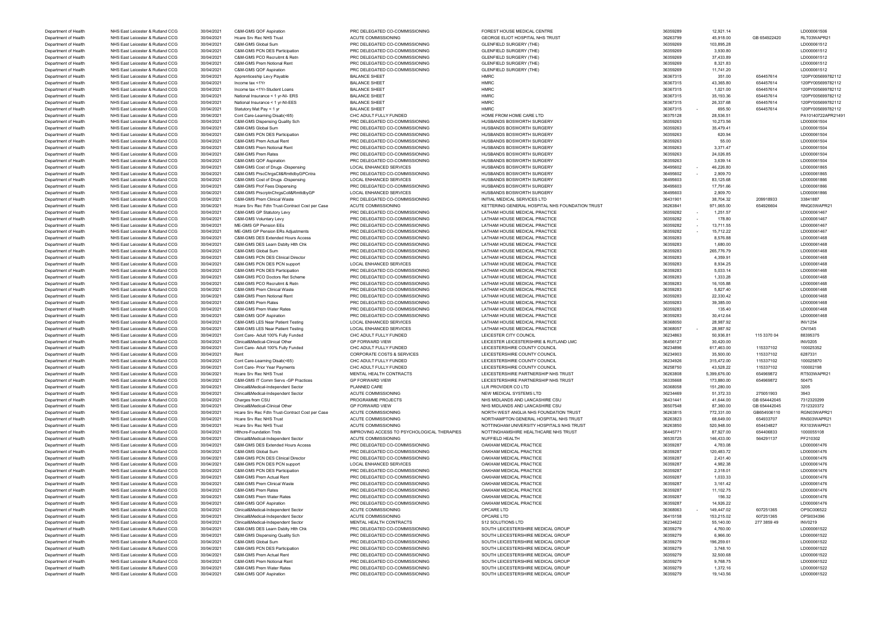| | | | | | | | | | |
|---|---|---|---|---|---|---|---|---|---|
| Department of Health | NHS East Leicester & Rutland CCG | 30/04/2021 | C&M-GMS QOF Aspiration | PRC DELEGATED CO-COMMISSIONING | FOREST HOUSE MEDICAL CENTRE | 36359289 | 12,921.14 | | LD000061506 |
| Department of Health | NHS East Leicester & Rutland CCG | 30/04/2021 | Hcare Srv Rec NHS Trust | ACUTE COMMISSIONING | GEORGE ELIOT HOSPITAL NHS TRUST | 36263799 | 45,918.00 | GB 654922420 | RLT03WAPR21 |
| Department of Health | NHS East Leicester & Rutland CCG | 30/04/2021 | C&M-GMS Global Sum | PRC DELEGATED CO-COMMISSIONING | GLENFIELD SURGERY (THE) | 36359269 | 103,895.28 | | LD000061512 |
| Department of Health | NHS East Leicester & Rutland CCG | 30/04/2021 | C&M-GMS PCN DES Participation | PRC DELEGATED CO-COMMISSIONING | GLENFIELD SURGERY (THE) | 36359269 | 3,930.80 | | LD000061512 |
| Department of Health | NHS East Leicester & Rutland CCG | 30/04/2021 | C&M-GMS PCO Recruitmt & Retn | PRC DELEGATED CO-COMMISSIONING | GLENFIELD SURGERY (THE) | 36359269 | 37,433.89 | | LD000061512 |
| Department of Health | NHS East Leicester & Rutland CCG | 30/04/2021 | C&M-GMS Prem Notional Rent | PRC DELEGATED CO-COMMISSIONING | GLENFIELD SURGERY (THE) | 36359269 | 8,321.83 | | LD000061512 |
| Department of Health | NHS East Leicester & Rutland CCG | 30/04/2021 | C&M-GMS QOF Aspiration | PRC DELEGATED CO-COMMISSIONING | GLENFIELD SURGERY (THE) | 36359269 | 11,741.20 | | LD000061512 |
| Department of Health | NHS East Leicester & Rutland CCG | 30/04/2021 | Apprenticeship Levy Payable | BALANCE SHEET | HMRC | 36367315 | 351.00 | 654457614 | 120PY005699782112 |
| Department of Health | NHS East Leicester & Rutland CCG | 30/04/2021 | Income tax <1Yr | BALANCE SHEET | HMRC | 36367315 | 43,365.80 | 654457614 | 120PY005699782112 |
| Department of Health | NHS East Leicester & Rutland CCG | 30/04/2021 | Income tax <1Yr-Student Loans | BALANCE SHEET | HMRC | 36367315 | 1,021.00 | 654457614 | 120PY005699782112 |
| Department of Health | NHS East Leicester & Rutland CCG | 30/04/2021 | National Insurance < 1 yr-NI- ERS | BALANCE SHEET | HMRC | 36367315 | 35,193.36 | 654457614 | 120PY005699782112 |
| Department of Health | NHS East Leicester & Rutland CCG | 30/04/2021 | National Insurance < 1 yr-NI-EES | BALANCE SHEET | HMRC | 36367315 | 26,337.68 | 654457614 | 120PY005699782112 |
| Department of Health | NHS East Leicester & Rutland CCG | 30/04/2021 | Statutory Mat Pay < 1 yr | BALANCE SHEET | HMRC | 36367315 | - 695.50 | 654457614 | 120PY005699782112 |
| Department of Health | NHS East Leicester & Rutland CCG | 30/04/2021 | Cont Care-Learning Disab(<65) | CHC ADULT FULLY FUNDED | HOME FROM HOME CARE LTD | 36375128 | 28,536.51 | | PA10140722APR21491 |
| Department of Health | NHS East Leicester & Rutland CCG | 30/04/2021 | C&M-GMS Dispensing Quality Sch | PRC DELEGATED CO-COMMISSIONING | HUSBANDS BOSWORTH SURGERY | 36359263 | 10,273.56 | | LD000061504 |
| Department of Health | NHS East Leicester & Rutland CCG | 30/04/2021 | C&M-GMS Global Sum | PRC DELEGATED CO-COMMISSIONING | HUSBANDS BOSWORTH SURGERY | 36359263 | 35,479.41 | | LD000061504 |
| Department of Health | NHS East Leicester & Rutland CCG | 30/04/2021 | C&M-GMS PCN DES Participation | PRC DELEGATED CO-COMMISSIONING | HUSBANDS BOSWORTH SURGERY | 36359263 | 620.94 | | LD000061504 |
| Department of Health | NHS East Leicester & Rutland CCG | 30/04/2021 | C&M-GMS Prem Actual Rent | PRC DELEGATED CO-COMMISSIONING | HUSBANDS BOSWORTH SURGERY | 36359263 | 55.00 | | LD000061504 |
| Department of Health | NHS East Leicester & Rutland CCG | 30/04/2021 | C&M-GMS Prem Notional Rent | PRC DELEGATED CO-COMMISSIONING | HUSBANDS BOSWORTH SURGERY | 36359263 | 3,371.47 | | LD000061504 |
| Department of Health | NHS East Leicester & Rutland CCG | 30/04/2021 | C&M-GMS Prem Rates | PRC DELEGATED CO-COMMISSIONING | HUSBANDS BOSWORTH SURGERY | 36359263 | 24,026.85 | | LD000061504 |
| Department of Health | NHS East Leicester & Rutland CCG | 30/04/2021 | C&M-GMS QOF Aspiration | PRC DELEGATED CO-COMMISSIONING | HUSBANDS BOSWORTH SURGERY | 36359263 | 3,639.14 | | LD000061504 |
| Department of Health | NHS East Leicester & Rutland CCG | 30/04/2021 | C&M-GMS Cost of Drugs -Dispensing | LOCAL ENHANCED SERVICES | HUSBANDS BOSWORTH SURGERY | 36495602 | - 46,226.80 | | LD000061865 |
| Department of Health | NHS East Leicester & Rutland CCG | 30/04/2021 | C&M-GMS PrscChrgsCll&RmttdbyGPCntra | PRC DELEGATED CO-COMMISSIONING | HUSBANDS BOSWORTH SURGERY | 36495602 | - 2,909.70 | | LD000061865 |
| Department of Health | NHS East Leicester & Rutland CCG | 30/04/2021 | C&M-GMS Cost of Drugs -Dispensing | LOCAL ENHANCED SERVICES | HUSBANDS BOSWORTH SURGERY | 36495603 | 83,125.68 | | LD000061866 |
| Department of Health | NHS East Leicester & Rutland CCG | 30/04/2021 | C&M-GMS Prof Fees Dispensing | PRC DELEGATED CO-COMMISSIONING | HUSBANDS BOSWORTH SURGERY | 36495603 | 17,791.66 | | LD000061866 |
| Department of Health | NHS East Leicester & Rutland CCG | 30/04/2021 | C&M-GMS PrscrptnChrgsColl&RmttdbyGP | LOCAL ENHANCED SERVICES | HUSBANDS BOSWORTH SURGERY | 36495603 | 2,909.70 | | LD000061866 |
| Department of Health | NHS East Leicester & Rutland CCG | 30/04/2021 | C&M-GMS Prem Clinical Waste | PRC DELEGATED CO-COMMISSIONING | INITIAL MEDICAL SERVICES LTD | 36431901 | 38,704.32 | 209918933 | 33841887 |
| Department of Health | NHS East Leicester & Rutland CCG | 30/04/2021 | Hcare Srv Rec Fdtn Trust-Contract Cost per Case | ACUTE COMMISSIONING | KETTERING GENERAL HOSPITAL NHS FOUNDATION TRUST | 36263841 | 971,065.00 | 654926604 | RNQ03WAPR21 |
| Department of Health | NHS East Leicester & Rutland CCG | 30/04/2021 | C&M-GMS GP Statutory Levy | PRC DELEGATED CO-COMMISSIONING | LATHAM HOUSE MEDICAL PRACTICE | 36359282 | - 1,251.57 | | LD000061467 |
| Department of Health | NHS East Leicester & Rutland CCG | 30/04/2021 | C&M-GMS Voluntary Levy | PRC DELEGATED CO-COMMISSIONING | LATHAM HOUSE MEDICAL PRACTICE | 36359282 | - 178.80 | | LD000061467 |
| Department of Health | NHS East Leicester & Rutland CCG | 30/04/2021 | ME-GMS GP Pension EEs | PRC DELEGATED CO-COMMISSIONING | LATHAM HOUSE MEDICAL PRACTICE | 36359282 | - 13,711.55 | | LD000061467 |
| Department of Health | NHS East Leicester & Rutland CCG | 30/04/2021 | ME-GMS GP Pension ERs Adjustments | PRC DELEGATED CO-COMMISSIONING | LATHAM HOUSE MEDICAL PRACTICE | 36359282 | - 15,712.22 | | LD000061467 |
| Department of Health | NHS East Leicester & Rutland CCG | 30/04/2021 | C&M-GMS DES Extended Hours Access | PRC DELEGATED CO-COMMISSIONING | LATHAM HOUSE MEDICAL PRACTICE | 36359283 | 8,576.88 | | LD000061468 |
| Department of Health | NHS East Leicester & Rutland CCG | 30/04/2021 | C&M-GMS DES Learn Dsblty Hlth Chk | PRC DELEGATED CO-COMMISSIONING | LATHAM HOUSE MEDICAL PRACTICE | 36359283 | 1,680.00 | | LD000061468 |
| Department of Health | NHS East Leicester & Rutland CCG | 30/04/2021 | C&M-GMS Global Sum | PRC DELEGATED CO-COMMISSIONING | LATHAM HOUSE MEDICAL PRACTICE | 36359283 | 265,776.79 | | LD000061468 |
| Department of Health | NHS East Leicester & Rutland CCG | 30/04/2021 | C&M-GMS PCN DES Clinical Director | PRC DELEGATED CO-COMMISSIONING | LATHAM HOUSE MEDICAL PRACTICE | 36359283 | 4,359.91 | | LD000061468 |
| Department of Health | NHS East Leicester & Rutland CCG | 30/04/2021 | C&M-GMS PCN DES PCN support | LOCAL ENHANCED SERVICES | LATHAM HOUSE MEDICAL PRACTICE | 36359283 | 8,934.25 | | LD000061468 |
| Department of Health | NHS East Leicester & Rutland CCG | 30/04/2021 | C&M-GMS PCN DES Participation | PRC DELEGATED CO-COMMISSIONING | LATHAM HOUSE MEDICAL PRACTICE | 36359283 | 5,033.14 | | LD000061468 |
| Department of Health | NHS East Leicester & Rutland CCG | 30/04/2021 | C&M-GMS PCO Doctors Ret Scheme | PRC DELEGATED CO-COMMISSIONING | LATHAM HOUSE MEDICAL PRACTICE | 36359283 | 1,333.28 | | LD000061468 |
| Department of Health | NHS East Leicester & Rutland CCG | 30/04/2021 | C&M-GMS PCO Recruitmt & Retn | PRC DELEGATED CO-COMMISSIONING | LATHAM HOUSE MEDICAL PRACTICE | 36359283 | 16,105.88 | | LD000061468 |
| Department of Health | NHS East Leicester & Rutland CCG | 30/04/2021 | C&M-GMS Prem Clinical Waste | PRC DELEGATED CO-COMMISSIONING | LATHAM HOUSE MEDICAL PRACTICE | 36359283 | 5,827.40 | | LD000061468 |
| Department of Health | NHS East Leicester & Rutland CCG | 30/04/2021 | C&M-GMS Prem Notional Rent | PRC DELEGATED CO-COMMISSIONING | LATHAM HOUSE MEDICAL PRACTICE | 36359283 | 22,330.42 | | LD000061468 |
| Department of Health | NHS East Leicester & Rutland CCG | 30/04/2021 | C&M-GMS Prem Rates | PRC DELEGATED CO-COMMISSIONING | LATHAM HOUSE MEDICAL PRACTICE | 36359283 | 39,385.00 | | LD000061468 |
| Department of Health | NHS East Leicester & Rutland CCG | 30/04/2021 | C&M-GMS Prem Water Rates | PRC DELEGATED CO-COMMISSIONING | LATHAM HOUSE MEDICAL PRACTICE | 36359283 | 135.40 | | LD000061468 |
| Department of Health | NHS East Leicester & Rutland CCG | 30/04/2021 | C&M-GMS QOF Aspiration | PRC DELEGATED CO-COMMISSIONING | LATHAM HOUSE MEDICAL PRACTICE | 36359283 | 30,412.64 | | LD000061468 |
| Department of Health | NHS East Leicester & Rutland CCG | 30/04/2021 | C&M-GMS LES Near Patient Testing | LOCAL ENHANCED SERVICES | LATHAM HOUSE MEDICAL PRACTICE | 36368050 | 28,987.92 | | INV1254 |
| Department of Health | NHS East Leicester & Rutland CCG | 30/04/2021 | C&M-GMS LES Near Patient Testing | LOCAL ENHANCED SERVICES | LATHAM HOUSE MEDICAL PRACTICE | 36368057 | - 28,987.92 | | CN1545 |
| Department of Health | NHS East Leicester & Rutland CCG | 30/04/2021 | Cont Care- Adult 100% Fully Funded | CHC ADULT FULLY FUNDED | LEICESTER CITY COUNCIL | 36234863 | 50,936.81 | 115 3370 04 | 88395375 |
| Department of Health | NHS East Leicester & Rutland CCG | 30/04/2021 | Clinical&Medical-Clinical Other | GP FORWARD VIEW | LEICESTER LEICESTERSHIRE & RUTLAND LMC | 36456127 | 30,420.00 | | INV0205 |
| Department of Health | NHS East Leicester & Rutland CCG | 30/04/2021 | Cont Care- Adult 100% Fully Funded | CHC ADULT FULLY FUNDED | LEICESTERSHIRE COUNTY COUNCIL | 36234896 | 617,463.00 | 115337102 | 100025352 |
| Department of Health | NHS East Leicester & Rutland CCG | 30/04/2021 | Rent | CORPORATE COSTS & SERVICES | LEICESTERSHIRE COUNTY COUNCIL | 36234903 | 35,500.00 | 115337102 | 6287331 |
| Department of Health | NHS East Leicester & Rutland CCG | 30/04/2021 | Cont Care-Learning Disab(<65) | CHC ADULT FULLY FUNDED | LEICESTERSHIRE COUNTY COUNCIL | 36234926 | 315,472.00 | 115337102 | 100025870 |
| Department of Health | NHS East Leicester & Rutland CCG | 30/04/2021 | Cont Care- Prior Year Payments | CHC ADULT FULLY FUNDED | LEICESTERSHIRE COUNTY COUNCIL | 36258750 | 43,528.22 | 115337102 | 100002198 |
| Department of Health | NHS East Leicester & Rutland CCG | 30/04/2021 | Hcare Srv Rec NHS Trust | MENTAL HEALTH CONTRACTS | LEICESTERSHIRE PARTNERSHIP NHS TRUST | 36263808 | 5,399,676.00 | 654969872 | RT503WAPR21 |
| Department of Health | NHS East Leicester & Rutland CCG | 30/04/2021 | C&M-GMS IT Comm Servs -GP Practices | GP FORWARD VIEW | LEICESTERSHIRE PARTNERSHIP NHS TRUST | 36335668 | 173,880.00 | 654969872 | 50475 |
| Department of Health | NHS East Leicester & Rutland CCG | 30/04/2021 | Clinical&Medical-Independent Sector | PLANNED CARE | LLR PROVIDER CO LTD | 36368058 | 151,280.00 | | 3205 |
| Department of Health | NHS East Leicester & Rutland CCG | 30/04/2021 | Clinical&Medical-Independent Sector | ACUTE COMMISSIONING | NEW MEDICAL SYSTEMS LTD | 36234469 | 51,372.33 | 275051903 | 3943 |
| Department of Health | NHS East Leicester & Rutland CCG | 30/04/2021 | Charges from CSU | PROGRAMME PROJECTS | NHS MIDLANDS AND LANCASHIRE CSU | 36431441 | 41,644.00 | GB 654442045 | 7312320299 |
| Department of Health | NHS East Leicester & Rutland CCG | 30/04/2021 | Clinical&Medical-Clinical Other | GP FORWARD VIEW | NHS MIDLANDS AND LANCASHIRE CSU | 36507548 | 87,360.00 | GB 654442045 | 7312320372 |
| Department of Health | NHS East Leicester & Rutland CCG | 30/04/2021 | Hcare Srv Rec Fdtn Trust-Contract Cost per Case | ACUTE COMMISSIONING | NORTH WEST ANGLIA NHS FOUNDATION TRUST | 36263815 | 772,331.00 | GB654936110 | RGN03WAPR21 |
| Department of Health | NHS East Leicester & Rutland CCG | 30/04/2021 | Hcare Srv Rec NHS Trust | ACUTE COMMISSIONING | NORTHAMPTON GENERAL HOSPITAL NHS TRUST | 36263823 | 68,649.00 | 654933707 | RNS03WAPR21 |
| Department of Health | NHS East Leicester & Rutland CCG | 30/04/2021 | Hcare Srv Rec NHS Trust | ACUTE COMMISSIONING | NOTTINGHAM UNIVERSITY HOSPITALS NHS TRUST | 36263850 | 520,948.00 | 654434827 | RX103WAPR21 |
| Department of Health | NHS East Leicester & Rutland CCG | 30/04/2021 | Hlthcre-Foundation Trsts | IMPROVING ACCESS TO PSYCHOLOGICAL THERAPIES | NOTTINGHAMSHIRE HEALTHCARE NHS TRUST | 36445771 | 87,927.00 | 654406833 | 1000055108 |
| Department of Health | NHS East Leicester & Rutland CCG | 30/04/2021 | Clinical&Medical-Independent Sector | ACUTE COMMISSIONING | NUFFIELD HEALTH | 36535725 | 146,433.00 | 564291137 | PF210302 |
| Department of Health | NHS East Leicester & Rutland CCG | 30/04/2021 | C&M-GMS DES Extended Hours Access | PRC DELEGATED CO-COMMISSIONING | OAKHAM MEDICAL PRACTICE | 36359287 | 4,783.08 | | LD000061476 |
| Department of Health | NHS East Leicester & Rutland CCG | 30/04/2021 | C&M-GMS Global Sum | PRC DELEGATED CO-COMMISSIONING | OAKHAM MEDICAL PRACTICE | 36359287 | 120,483.72 | | LD000061476 |
| Department of Health | NHS East Leicester & Rutland CCG | 30/04/2021 | C&M-GMS PCN DES Clinical Director | PRC DELEGATED CO-COMMISSIONING | OAKHAM MEDICAL PRACTICE | 36359287 | 2,431.40 | | LD000061476 |
| Department of Health | NHS East Leicester & Rutland CCG | 30/04/2021 | C&M-GMS PCN DES PCN support | LOCAL ENHANCED SERVICES | OAKHAM MEDICAL PRACTICE | 36359287 | 4,982.38 | | LD000061476 |
| Department of Health | NHS East Leicester & Rutland CCG | 30/04/2021 | C&M-GMS PCN DES Participation | PRC DELEGATED CO-COMMISSIONING | OAKHAM MEDICAL PRACTICE | 36359287 | 2,318.01 | | LD000061476 |
| Department of Health | NHS East Leicester & Rutland CCG | 30/04/2021 | C&M-GMS Prem Actual Rent | PRC DELEGATED CO-COMMISSIONING | OAKHAM MEDICAL PRACTICE | 36359287 | 1,033.33 | | LD000061476 |
| Department of Health | NHS East Leicester & Rutland CCG | 30/04/2021 | C&M-GMS Prem Clinical Waste | PRC DELEGATED CO-COMMISSIONING | OAKHAM MEDICAL PRACTICE | 36359287 | 3,161.42 | | LD000061476 |
| Department of Health | NHS East Leicester & Rutland CCG | 30/04/2021 | C&M-GMS Prem Rates | PRC DELEGATED CO-COMMISSIONING | OAKHAM MEDICAL PRACTICE | 36359287 | 11,102.75 | | LD000061476 |
| Department of Health | NHS East Leicester & Rutland CCG | 30/04/2021 | C&M-GMS Prem Water Rates | PRC DELEGATED CO-COMMISSIONING | OAKHAM MEDICAL PRACTICE | 36359287 | 156.32 | | LD000061476 |
| Department of Health | NHS East Leicester & Rutland CCG | 30/04/2021 | C&M-GMS QOF Aspiration | PRC DELEGATED CO-COMMISSIONING | OAKHAM MEDICAL PRACTICE | 36359287 | 14,926.22 | | LD000061476 |
| Department of Health | NHS East Leicester & Rutland CCG | 30/04/2021 | Clinical&Medical-Independent Sector | ACUTE COMMISSIONING | OPCARE LTD | 36368063 | - 149,447.02 | 607251365 | OPSC006522 |
| Department of Health | NHS East Leicester & Rutland CCG | 30/04/2021 | Clinical&Medical-Independent Sector | ACUTE COMMISSIONING | OPCARE LTD | 36415158 | 153,215.02 | 607251365 | OPSI034396 |
| Department of Health | NHS East Leicester & Rutland CCG | 30/04/2021 | Clinical&Medical-Independent Sector | MENTAL HEALTH CONTRACTS | S12 SOLUTIONS LTD | 36234622 | 55,140.00 | 277 3859 49 | INV0219 |
| Department of Health | NHS East Leicester & Rutland CCG | 30/04/2021 | C&M-GMS DES Learn Dsblty Hlth Chk | PRC DELEGATED CO-COMMISSIONING | SOUTH LEICESTERSHIRE MEDICAL GROUP | 36359279 | 4,760.00 | | LD000061522 |
| Department of Health | NHS East Leicester & Rutland CCG | 30/04/2021 | C&M-GMS Dispensing Quality Sch | PRC DELEGATED CO-COMMISSIONING | SOUTH LEICESTERSHIRE MEDICAL GROUP | 36359279 | 6,966.00 | | LD000061522 |
| Department of Health | NHS East Leicester & Rutland CCG | 30/04/2021 | C&M-GMS Global Sum | PRC DELEGATED CO-COMMISSIONING | SOUTH LEICESTERSHIRE MEDICAL GROUP | 36359279 | 196,259.61 | | LD000061522 |
| Department of Health | NHS East Leicester & Rutland CCG | 30/04/2021 | C&M-GMS PCN DES Participation | PRC DELEGATED CO-COMMISSIONING | SOUTH LEICESTERSHIRE MEDICAL GROUP | 36359279 | 3,748.10 | | LD000061522 |
| Department of Health | NHS East Leicester & Rutland CCG | 30/04/2021 | C&M-GMS Prem Actual Rent | PRC DELEGATED CO-COMMISSIONING | SOUTH LEICESTERSHIRE MEDICAL GROUP | 36359279 | 32,500.68 | | LD000061522 |
| Department of Health | NHS East Leicester & Rutland CCG | 30/04/2021 | C&M-GMS Prem Notional Rent | PRC DELEGATED CO-COMMISSIONING | SOUTH LEICESTERSHIRE MEDICAL GROUP | 36359279 | 9,768.75 | | LD000061522 |
| Department of Health | NHS East Leicester & Rutland CCG | 30/04/2021 | C&M-GMS Prem Water Rates | PRC DELEGATED CO-COMMISSIONING | SOUTH LEICESTERSHIRE MEDICAL GROUP | 36359279 | 1,372.16 | | LD000061522 |
| Department of Health | NHS East Leicester & Rutland CCG | 30/04/2021 | C&M-GMS QOF Aspiration | PRC DELEGATED CO-COMMISSIONING | SOUTH LEICESTERSHIRE MEDICAL GROUP | 36359279 | 19,143.56 | | LD000061522 |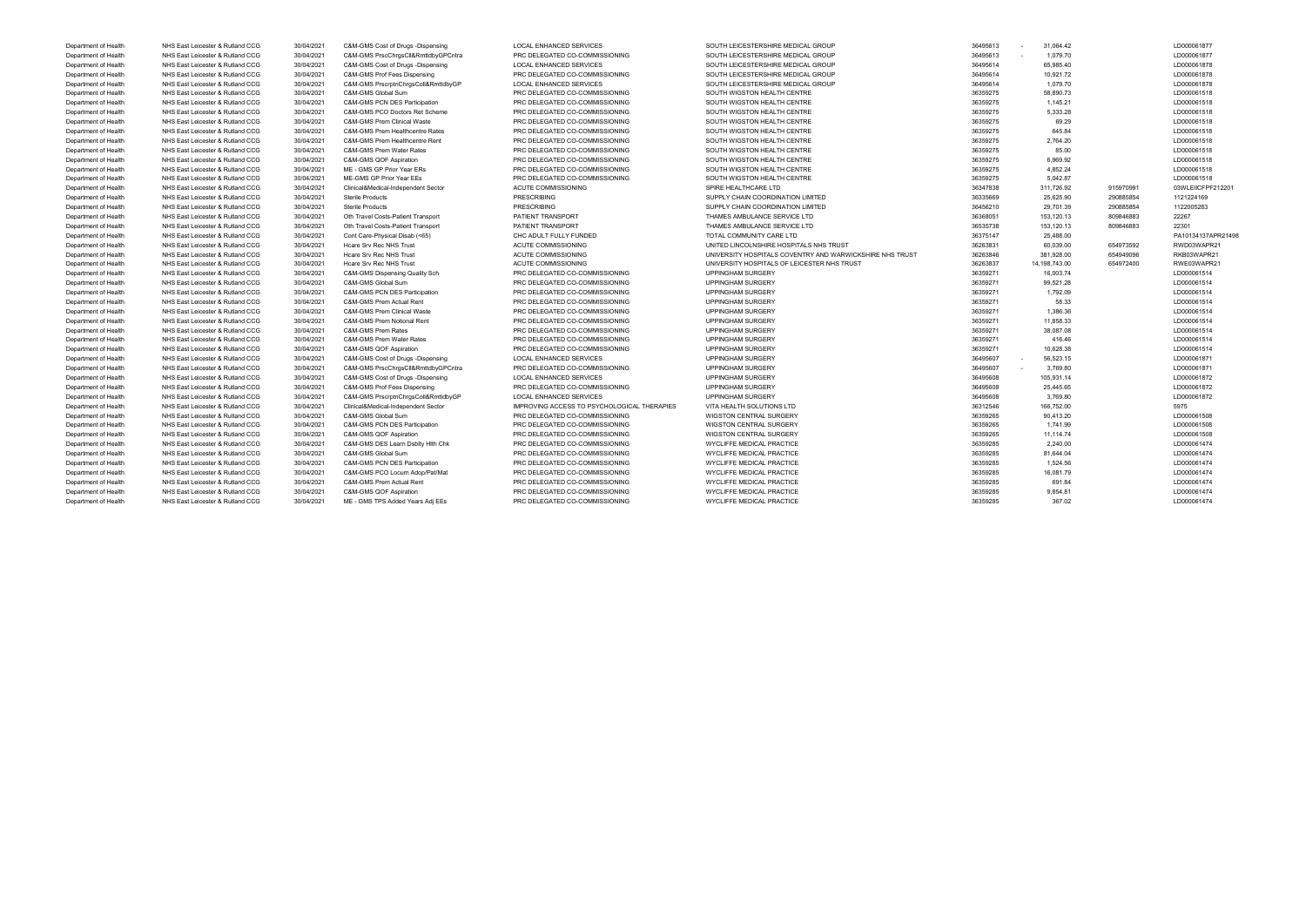| | | | | | | | | | |
|---|---|---|---|---|---|---|---|---|---|
| Department of Health | NHS East Leicester & Rutland CCG | 30/04/2021 | C&M-GMS Cost of Drugs -Dispensing | LOCAL ENHANCED SERVICES | SOUTH LEICESTERSHIRE MEDICAL GROUP | 36495613 | - 31,064.42 | | LD000061877 |
| Department of Health | NHS East Leicester & Rutland CCG | 30/04/2021 | C&M-GMS PrscChrgsCll&RmttdbyGPCntra | PRC DELEGATED CO-COMMISSIONING | SOUTH LEICESTERSHIRE MEDICAL GROUP | 36495613 | - 1,079.70 | | LD000061877 |
| Department of Health | NHS East Leicester & Rutland CCG | 30/04/2021 | C&M-GMS Cost of Drugs -Dispensing | LOCAL ENHANCED SERVICES | SOUTH LEICESTERSHIRE MEDICAL GROUP | 36495614 | 65,985.40 | | LD000061878 |
| Department of Health | NHS East Leicester & Rutland CCG | 30/04/2021 | C&M-GMS Prof Fees Dispensing | PRC DELEGATED CO-COMMISSIONING | SOUTH LEICESTERSHIRE MEDICAL GROUP | 36495614 | 10,921.72 | | LD000061878 |
| Department of Health | NHS East Leicester & Rutland CCG | 30/04/2021 | C&M-GMS PrscrptnChrgsColl&RmttdbyGP | LOCAL ENHANCED SERVICES | SOUTH LEICESTERSHIRE MEDICAL GROUP | 36495614 | 1,079.70 | | LD000061878 |
| Department of Health | NHS East Leicester & Rutland CCG | 30/04/2021 | C&M-GMS Global Sum | PRC DELEGATED CO-COMMISSIONING | SOUTH WIGSTON HEALTH CENTRE | 36359275 | 58,890.73 | | LD000061518 |
| Department of Health | NHS East Leicester & Rutland CCG | 30/04/2021 | C&M-GMS PCN DES Participation | PRC DELEGATED CO-COMMISSIONING | SOUTH WIGSTON HEALTH CENTRE | 36359275 | 1,145.21 | | LD000061518 |
| Department of Health | NHS East Leicester & Rutland CCG | 30/04/2021 | C&M-GMS PCO Doctors Ret Scheme | PRC DELEGATED CO-COMMISSIONING | SOUTH WIGSTON HEALTH CENTRE | 36359275 | 5,333.28 | | LD000061518 |
| Department of Health | NHS East Leicester & Rutland CCG | 30/04/2021 | C&M-GMS Prem Clinical Waste | PRC DELEGATED CO-COMMISSIONING | SOUTH WIGSTON HEALTH CENTRE | 36359275 | 69.29 | | LD000061518 |
| Department of Health | NHS East Leicester & Rutland CCG | 30/04/2021 | C&M-GMS Prem Healthcentre Rates | PRC DELEGATED CO-COMMISSIONING | SOUTH WIGSTON HEALTH CENTRE | 36359275 | 645.84 | | LD000061518 |
| Department of Health | NHS East Leicester & Rutland CCG | 30/04/2021 | C&M-GMS Prem Healthcentre Rent | PRC DELEGATED CO-COMMISSIONING | SOUTH WIGSTON HEALTH CENTRE | 36359275 | 2,764.20 | | LD000061518 |
| Department of Health | NHS East Leicester & Rutland CCG | 30/04/2021 | C&M-GMS Prem Water Rates | PRC DELEGATED CO-COMMISSIONING | SOUTH WIGSTON HEALTH CENTRE | 36359275 | 85.00 | | LD000061518 |
| Department of Health | NHS East Leicester & Rutland CCG | 30/04/2021 | C&M-GMS QOF Aspiration | PRC DELEGATED CO-COMMISSIONING | SOUTH WIGSTON HEALTH CENTRE | 36359275 | 6,969.92 | | LD000061518 |
| Department of Health | NHS East Leicester & Rutland CCG | 30/04/2021 | ME - GMS GP Prior Year ERs | PRC DELEGATED CO-COMMISSIONING | SOUTH WIGSTON HEALTH CENTRE | 36359275 | 4,852.24 | | LD000061518 |
| Department of Health | NHS East Leicester & Rutland CCG | 30/04/2021 | ME-GMS GP Prior Year EEs | PRC DELEGATED CO-COMMISSIONING | SOUTH WIGSTON HEALTH CENTRE | 36359275 | 5,042.87 | | LD000061518 |
| Department of Health | NHS East Leicester & Rutland CCG | 30/04/2021 | Clinical&Medical-Independent Sector | ACUTE COMMISSIONING | SPIRE HEALTHCARE LTD | 36347838 | 311,726.92 | 915970991 | 03WLEIICFPF212201 |
| Department of Health | NHS East Leicester & Rutland CCG | 30/04/2021 | Sterile Products | PRESCRIBING | SUPPLY CHAIN COORDINATION LIMITED | 36335669 | 25,625.90 | 290885854 | 1121224169 |
| Department of Health | NHS East Leicester & Rutland CCG | 30/04/2021 | Sterile Products | PRESCRIBING | SUPPLY CHAIN COORDINATION LIMITED | 36456210 | 29,701.39 | 290885854 | 1122005283 |
| Department of Health | NHS East Leicester & Rutland CCG | 30/04/2021 | Oth Travel Costs-Patient Transport | PATIENT TRANSPORT | THAMES AMBULANCE SERVICE LTD | 36368051 | 153,120.13 | 809846883 | 22267 |
| Department of Health | NHS East Leicester & Rutland CCG | 30/04/2021 | Oth Travel Costs-Patient Transport | PATIENT TRANSPORT | THAMES AMBULANCE SERVICE LTD | 36535738 | 153,120.13 | 809846883 | 22301 |
| Department of Health | NHS East Leicester & Rutland CCG | 30/04/2021 | Cont Care-Physical Disab (<65) | CHC ADULT FULLY FUNDED | TOTAL COMMUNITY CARE LTD | 36375147 | 25,488.00 | | PA10134137APR21498 |
| Department of Health | NHS East Leicester & Rutland CCG | 30/04/2021 | Hcare Srv Rec NHS Trust | ACUTE COMMISSIONING | UNITED LINCOLNSHIRE HOSPITALS NHS TRUST | 36263831 | 60,039.00 | 654973592 | RWD03WAPR21 |
| Department of Health | NHS East Leicester & Rutland CCG | 30/04/2021 | Hcare Srv Rec NHS Trust | ACUTE COMMISSIONING | UNIVERSITY HOSPITALS COVENTRY AND WARWICKSHIRE NHS TRUST | 36263846 | 381,928.00 | 654949096 | RKB03WAPR21 |
| Department of Health | NHS East Leicester & Rutland CCG | 30/04/2021 | Hcare Srv Rec NHS Trust | ACUTE COMMISSIONING | UNIVERSITY HOSPITALS OF LEICESTER NHS TRUST | 36263837 | 14,198,743.00 | 654972400 | RWE03WAPR21 |
| Department of Health | NHS East Leicester & Rutland CCG | 30/04/2021 | C&M-GMS Dispensing Quality Sch | PRC DELEGATED CO-COMMISSIONING | UPPINGHAM SURGERY | 36359271 | 16,003.74 | | LD000061514 |
| Department of Health | NHS East Leicester & Rutland CCG | 30/04/2021 | C&M-GMS Global Sum | PRC DELEGATED CO-COMMISSIONING | UPPINGHAM SURGERY | 36359271 | 99,521.28 | | LD000061514 |
| Department of Health | NHS East Leicester & Rutland CCG | 30/04/2021 | C&M-GMS PCN DES Participation | PRC DELEGATED CO-COMMISSIONING | UPPINGHAM SURGERY | 36359271 | 1,792.09 | | LD000061514 |
| Department of Health | NHS East Leicester & Rutland CCG | 30/04/2021 | C&M-GMS Prem Actual Rent | PRC DELEGATED CO-COMMISSIONING | UPPINGHAM SURGERY | 36359271 | 58.33 | | LD000061514 |
| Department of Health | NHS East Leicester & Rutland CCG | 30/04/2021 | C&M-GMS Prem Clinical Waste | PRC DELEGATED CO-COMMISSIONING | UPPINGHAM SURGERY | 36359271 | 1,386.36 | | LD000061514 |
| Department of Health | NHS East Leicester & Rutland CCG | 30/04/2021 | C&M-GMS Prem Notional Rent | PRC DELEGATED CO-COMMISSIONING | UPPINGHAM SURGERY | 36359271 | 11,858.33 | | LD000061514 |
| Department of Health | NHS East Leicester & Rutland CCG | 30/04/2021 | C&M-GMS Prem Rates | PRC DELEGATED CO-COMMISSIONING | UPPINGHAM SURGERY | 36359271 | 38,087.08 | | LD000061514 |
| Department of Health | NHS East Leicester & Rutland CCG | 30/04/2021 | C&M-GMS Prem Water Rates | PRC DELEGATED CO-COMMISSIONING | UPPINGHAM SURGERY | 36359271 | 416.46 | | LD000061514 |
| Department of Health | NHS East Leicester & Rutland CCG | 30/04/2021 | C&M-GMS QOF Aspiration | PRC DELEGATED CO-COMMISSIONING | UPPINGHAM SURGERY | 36359271 | 10,628.38 | | LD000061514 |
| Department of Health | NHS East Leicester & Rutland CCG | 30/04/2021 | C&M-GMS Cost of Drugs -Dispensing | LOCAL ENHANCED SERVICES | UPPINGHAM SURGERY | 36495607 | - 56,523.15 | | LD000061871 |
| Department of Health | NHS East Leicester & Rutland CCG | 30/04/2021 | C&M-GMS PrscChrgsCll&RmttdbyGPCntra | PRC DELEGATED CO-COMMISSIONING | UPPINGHAM SURGERY | 36495607 | - 3,769.80 | | LD000061871 |
| Department of Health | NHS East Leicester & Rutland CCG | 30/04/2021 | C&M-GMS Cost of Drugs -Dispensing | LOCAL ENHANCED SERVICES | UPPINGHAM SURGERY | 36495608 | 105,931.14 | | LD000061872 |
| Department of Health | NHS East Leicester & Rutland CCG | 30/04/2021 | C&M-GMS Prof Fees Dispensing | PRC DELEGATED CO-COMMISSIONING | UPPINGHAM SURGERY | 36495608 | 25,445.65 | | LD000061872 |
| Department of Health | NHS East Leicester & Rutland CCG | 30/04/2021 | C&M-GMS PrscrptnChrgsColl&RmttdbyGP | LOCAL ENHANCED SERVICES | UPPINGHAM SURGERY | 36495608 | 3,769.80 | | LD000061872 |
| Department of Health | NHS East Leicester & Rutland CCG | 30/04/2021 | Clinical&Medical-Independent Sector | IMPROVING ACCESS TO PSYCHOLOGICAL THERAPIES | VITA HEALTH SOLUTIONS LTD | 36312546 | 166,752.00 | | 5975 |
| Department of Health | NHS East Leicester & Rutland CCG | 30/04/2021 | C&M-GMS Global Sum | PRC DELEGATED CO-COMMISSIONING | WIGSTON CENTRAL SURGERY | 36359265 | 90,413.20 | | LD000061508 |
| Department of Health | NHS East Leicester & Rutland CCG | 30/04/2021 | C&M-GMS PCN DES Participation | PRC DELEGATED CO-COMMISSIONING | WIGSTON CENTRAL SURGERY | 36359265 | 1,741.99 | | LD000061508 |
| Department of Health | NHS East Leicester & Rutland CCG | 30/04/2021 | C&M-GMS QOF Aspiration | PRC DELEGATED CO-COMMISSIONING | WIGSTON CENTRAL SURGERY | 36359265 | 11,114.74 | | LD000061508 |
| Department of Health | NHS East Leicester & Rutland CCG | 30/04/2021 | C&M-GMS DES Learn Dsblty Hlth Chk | PRC DELEGATED CO-COMMISSIONING | WYCLIFFE MEDICAL PRACTICE | 36359285 | 2,240.00 | | LD000061474 |
| Department of Health | NHS East Leicester & Rutland CCG | 30/04/2021 | C&M-GMS Global Sum | PRC DELEGATED CO-COMMISSIONING | WYCLIFFE MEDICAL PRACTICE | 36359285 | 81,644.04 | | LD000061474 |
| Department of Health | NHS East Leicester & Rutland CCG | 30/04/2021 | C&M-GMS PCN DES Participation | PRC DELEGATED CO-COMMISSIONING | WYCLIFFE MEDICAL PRACTICE | 36359285 | 1,524.56 | | LD000061474 |
| Department of Health | NHS East Leicester & Rutland CCG | 30/04/2021 | C&M-GMS PCO Locum Adop/Pat/Mat | PRC DELEGATED CO-COMMISSIONING | WYCLIFFE MEDICAL PRACTICE | 36359285 | 16,081.79 | | LD000061474 |
| Department of Health | NHS East Leicester & Rutland CCG | 30/04/2021 | C&M-GMS Prem Actual Rent | PRC DELEGATED CO-COMMISSIONING | WYCLIFFE MEDICAL PRACTICE | 36359285 | 691.84 | | LD000061474 |
| Department of Health | NHS East Leicester & Rutland CCG | 30/04/2021 | C&M-GMS QOF Aspiration | PRC DELEGATED CO-COMMISSIONING | WYCLIFFE MEDICAL PRACTICE | 36359285 | 9,854.81 | | LD000061474 |
| Department of Health | NHS East Leicester & Rutland CCG | 30/04/2021 | ME - GMS TPS Added Years Adj EEs | PRC DELEGATED CO-COMMISSIONING | WYCLIFFE MEDICAL PRACTICE | 36359285 | 367.02 | | LD000061474 |